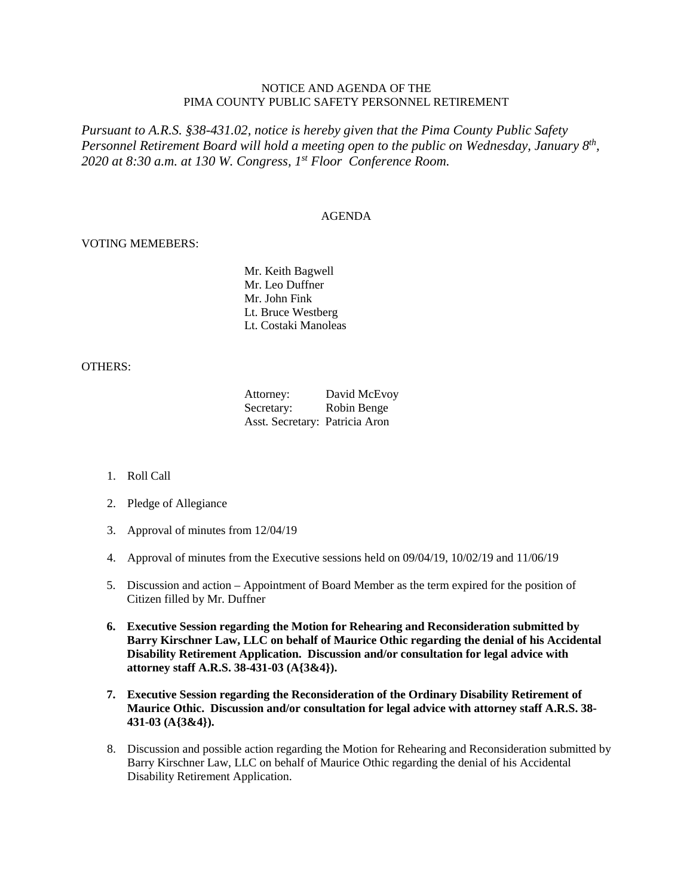NOTICE AND AGENDA OF THE
PIMA COUNTY PUBLIC SAFETY PERSONNEL RETIREMENT

*Pursuant to A.R.S. §38-431.02, notice is hereby given that the Pima County Public Safety Personnel Retirement Board will hold a meeting open to the public on Wednesday, January 8th, 2020 at 8:30 a.m. at 130 W. Congress, 1st Floor Conference Room.*

AGENDA

VOTING MEMEBERS:

Mr. Keith Bagwell
Mr. Leo Duffner
Mr. John Fink
Lt. Bruce Westberg
Lt. Costaki Manoleas

OTHERS:

Attorney: David McEvoy
Secretary: Robin Benge
Asst. Secretary: Patricia Aron

1. Roll Call

2. Pledge of Allegiance

3. Approval of minutes from 12/04/19

4. Approval of minutes from the Executive sessions held on 09/04/19, 10/02/19 and 11/06/19

5. Discussion and action – Appointment of Board Member as the term expired for the position of Citizen filled by Mr. Duffner

6. **Executive Session regarding the Motion for Rehearing and Reconsideration submitted by Barry Kirschner Law, LLC on behalf of Maurice Othic regarding the denial of his Accidental Disability Retirement Application. Discussion and/or consultation for legal advice with attorney staff A.R.S. 38-431-03 (A{3&4}).**

7. **Executive Session regarding the Reconsideration of the Ordinary Disability Retirement of Maurice Othic. Discussion and/or consultation for legal advice with attorney staff A.R.S. 38-431-03 (A{3&4}).**

8. Discussion and possible action regarding the Motion for Rehearing and Reconsideration submitted by Barry Kirschner Law, LLC on behalf of Maurice Othic regarding the denial of his Accidental Disability Retirement Application.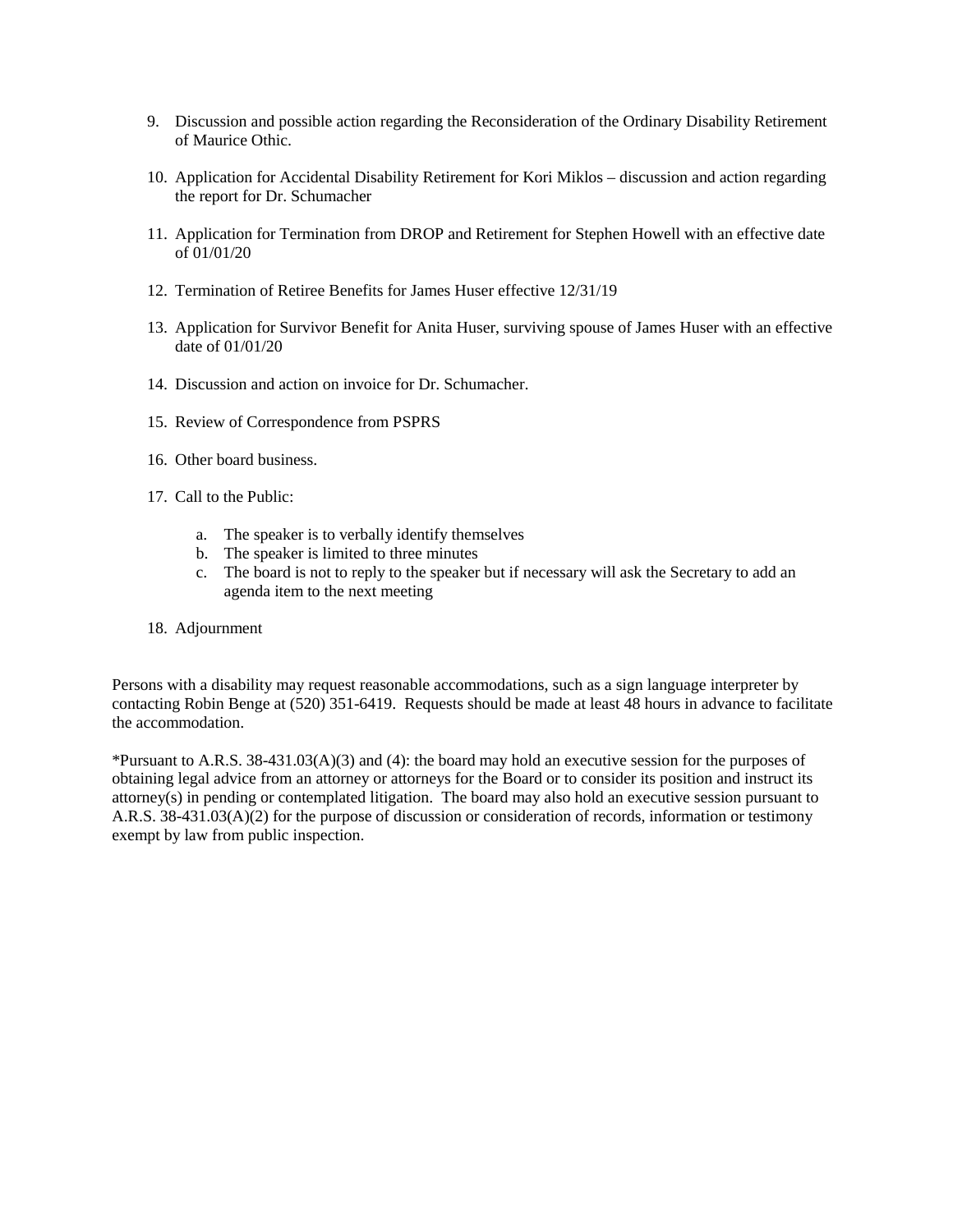9. Discussion and possible action regarding the Reconsideration of the Ordinary Disability Retirement of Maurice Othic.

10. Application for Accidental Disability Retirement for Kori Miklos – discussion and action regarding the report for Dr. Schumacher

11. Application for Termination from DROP and Retirement for Stephen Howell with an effective date of 01/01/20

12. Termination of Retiree Benefits for James Huser effective 12/31/19

13. Application for Survivor Benefit for Anita Huser, surviving spouse of James Huser with an effective date of 01/01/20

14. Discussion and action on invoice for Dr. Schumacher.

15. Review of Correspondence from PSPRS

16. Other board business.

17. Call to the Public:

    a. The speaker is to verbally identify themselves
    b. The speaker is limited to three minutes
    c. The board is not to reply to the speaker but if necessary will ask the Secretary to add an agenda item to the next meeting

18. Adjournment

Persons with a disability may request reasonable accommodations, such as a sign language interpreter by contacting Robin Benge at (520) 351-6419. Requests should be made at least 48 hours in advance to facilitate the accommodation.

*Pursuant to A.R.S. 38-431.03(A)(3) and (4): the board may hold an executive session for the purposes of obtaining legal advice from an attorney or attorneys for the Board or to consider its position and instruct its attorney(s) in pending or contemplated litigation. The board may also hold an executive session pursuant to A.R.S. 38-431.03(A)(2) for the purpose of discussion or consideration of records, information or testimony exempt by law from public inspection.